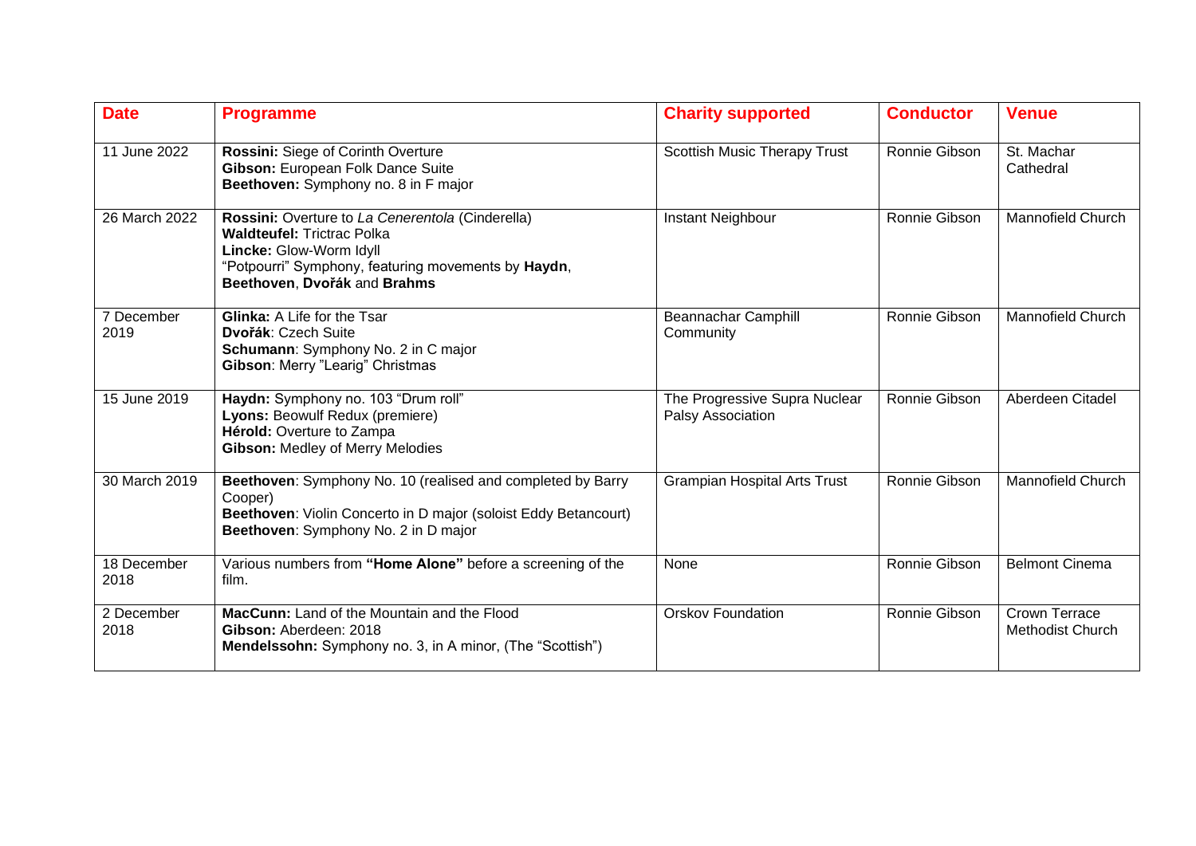| Date | Programme | Charity supported | Conductor | Venue |
| --- | --- | --- | --- | --- |
| 11 June 2022 | **Rossini:** Siege of Corinth Overture<br>**Gibson:** European Folk Dance Suite<br>**Beethoven:** Symphony no. 8 in F major | Scottish Music Therapy Trust | Ronnie Gibson | St. Machar Cathedral |
| 26 March 2022 | **Rossini:** Overture to *La Cenerentola* (Cinderella)<br>**Waldteufel:** Trictrac Polka<br>**Lincke:** Glow-Worm Idyll<br>"Potpourri" Symphony, featuring movements by **Haydn**, **Beethoven**, **Dvořák** and **Brahms** | Instant Neighbour | Ronnie Gibson | Mannofield Church |
| 7 December 2019 | **Glinka:** A Life for the Tsar<br>**Dvořák**: Czech Suite<br>**Schumann**: Symphony No. 2 in C major<br>**Gibson**: Merry "Learig" Christmas | Beannachar Camphill Community | Ronnie Gibson | Mannofield Church |
| 15 June 2019 | **Haydn:** Symphony no. 103 "Drum roll"<br>**Lyons:** Beowulf Redux (premiere)<br>**Hérold:** Overture to Zampa<br>**Gibson:** Medley of Merry Melodies | The Progressive Supra Nuclear Palsy Association | Ronnie Gibson | Aberdeen Citadel |
| 30 March 2019 | **Beethoven**: Symphony No. 10 (realised and completed by Barry Cooper)<br>**Beethoven**: Violin Concerto in D major (soloist Eddy Betancourt)<br>**Beethoven**: Symphony No. 2 in D major | Grampian Hospital Arts Trust | Ronnie Gibson | Mannofield Church |
| 18 December 2018 | Various numbers from **"Home Alone"** before a screening of the film. | None | Ronnie Gibson | Belmont Cinema |
| 2 December 2018 | **MacCunn:** Land of the Mountain and the Flood<br>**Gibson:** Aberdeen: 2018<br>**Mendelssohn:** Symphony no. 3, in A minor, (The "Scottish") | Orskov Foundation | Ronnie Gibson | Crown Terrace Methodist Church |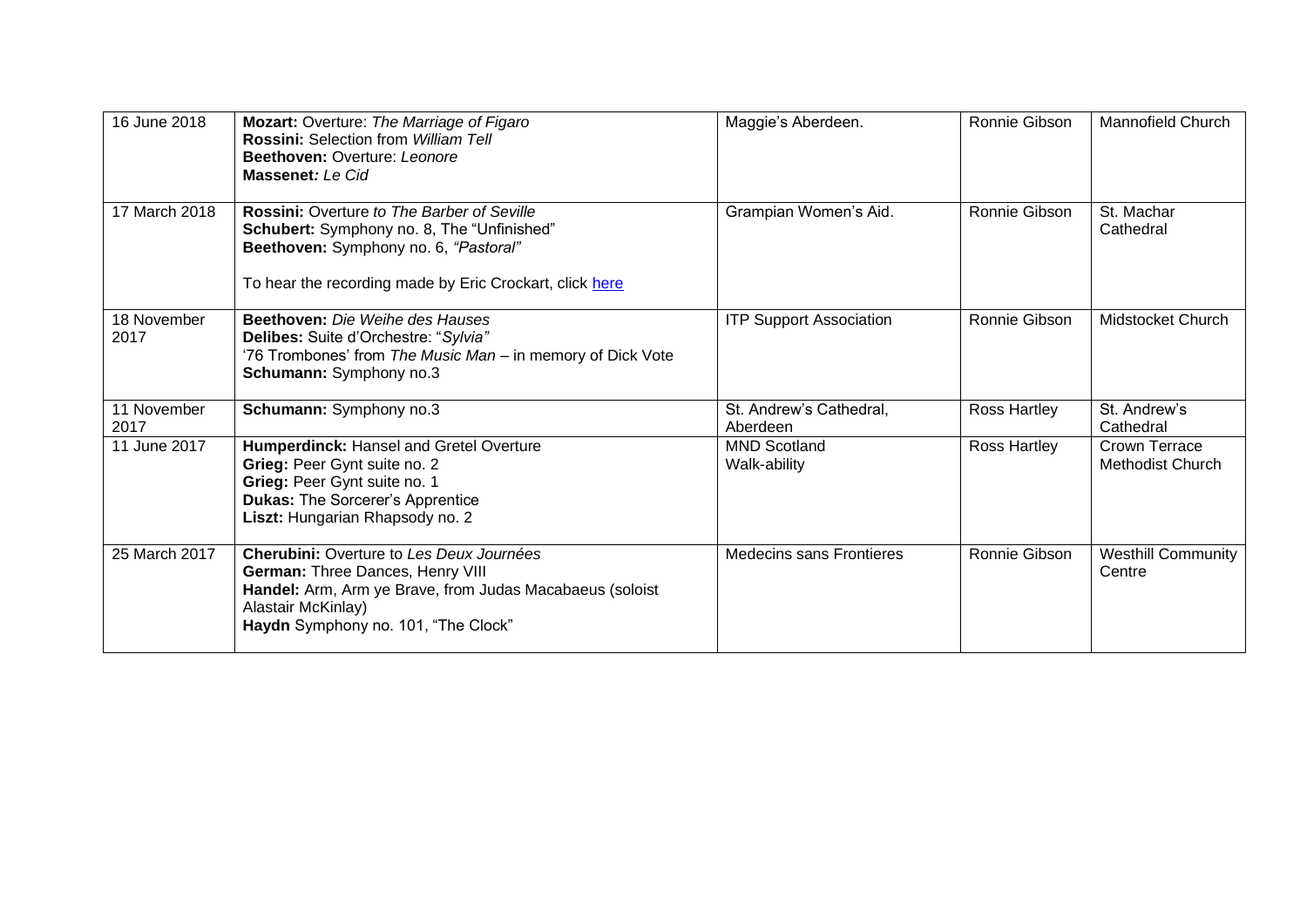| 16 June 2018 | **Mozart:** Overture: *The Marriage of Figaro*<br>**Rossini:** Selection from *William Tell*<br>**Beethoven:** Overture: *Leonore*<br>**Massenet:** *Le Cid* | Maggie's Aberdeen. | Ronnie Gibson | Mannofield Church |
|---|---|---|---|---|
| 17 March 2018 | **Rossini:** Overture *to The Barber of Seville*<br>**Schubert:** Symphony no. 8, The "Unfinished"<br>**Beethoven:** Symphony no. 6, *"Pastoral"*<br><br>To hear the recording made by Eric Crockart, click here | Grampian Women's Aid. | Ronnie Gibson | St. Machar Cathedral |
| 18 November 2017 | **Beethoven:** *Die Weihe des Hauses*<br>**Delibes:** Suite d'Orchestre: "*Sylvia"*<br>'76 Trombones' from *The Music Man* – in memory of Dick Vote<br>**Schumann:** Symphony no.3 | ITP Support Association | Ronnie Gibson | Midstocket Church |
| 11 November 2017 | **Schumann:** Symphony no.3 | St. Andrew's Cathedral, Aberdeen | Ross Hartley | St. Andrew's Cathedral |
| 11 June 2017 | **Humperdinck:** Hansel and Gretel Overture<br>**Grieg:** Peer Gynt suite no. 2<br>**Grieg:** Peer Gynt suite no. 1<br>**Dukas:** The Sorcerer's Apprentice<br>**Liszt:** Hungarian Rhapsody no. 2 | MND Scotland<br>Walk-ability | Ross Hartley | Crown Terrace Methodist Church |
| 25 March 2017 | **Cherubini:** Overture to *Les Deux Journées*<br>**German:** Three Dances, Henry VIII<br>**Handel:** Arm, Arm ye Brave, from Judas Macabaeus (soloist Alastair McKinlay)<br>**Haydn** Symphony no. 101, "The Clock" | Medecins sans Frontieres | Ronnie Gibson | Westhill Community Centre |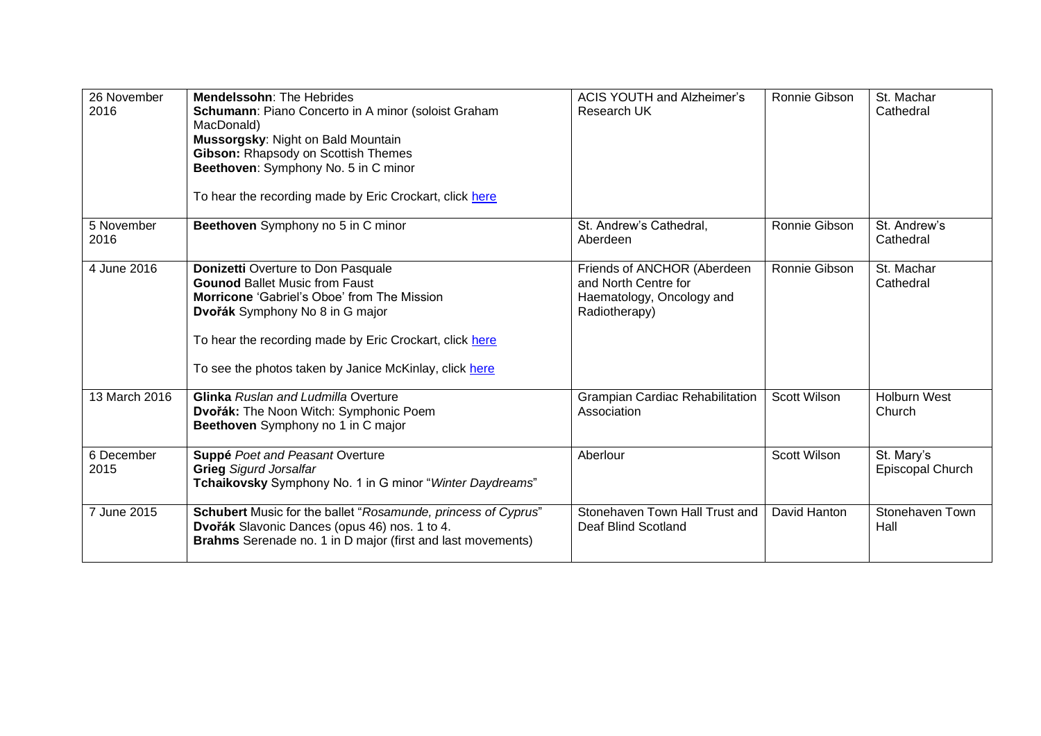| 26 November 2016 | **Mendelssohn**: The Hebrides<br>**Schumann**: Piano Concerto in A minor (soloist Graham MacDonald)<br>**Mussorgsky**: Night on Bald Mountain<br>**Gibson:** Rhapsody on Scottish Themes<br>**Beethoven**: Symphony No. 5 in C minor<br><br>To hear the recording made by Eric Crockart, click here | ACIS YOUTH and Alzheimer's Research UK | Ronnie Gibson | St. Machar Cathedral |
|---|---|---|---|---|
| 5 November 2016 | **Beethoven** Symphony no 5 in C minor | St. Andrew's Cathedral, Aberdeen | Ronnie Gibson | St. Andrew's Cathedral |
| 4 June 2016 | **Donizetti** Overture to Don Pasquale<br>**Gounod** Ballet Music from Faust<br>**Morricone** 'Gabriel's Oboe' from The Mission<br>**Dvořák** Symphony No 8 in G major<br><br>To hear the recording made by Eric Crockart, click here<br><br>To see the photos taken by Janice McKinlay, click here | Friends of ANCHOR (Aberdeen and North Centre for Haematology, Oncology and Radiotherapy) | Ronnie Gibson | St. Machar Cathedral |
| 13 March 2016 | **Glinka** *Ruslan and Ludmilla* Overture<br>**Dvořák:** The Noon Witch: Symphonic Poem<br>**Beethoven** Symphony no 1 in C major | Grampian Cardiac Rehabilitation Association | Scott Wilson | Holburn West Church |
| 6 December 2015 | **Suppé** *Poet and Peasant* Overture<br>**Grieg** *Sigurd Jorsalfar*<br>**Tchaikovsky** Symphony No. 1 in G minor "*Winter Daydreams*" | Aberlour | Scott Wilson | St. Mary's Episcopal Church |
| 7 June 2015 | **Schubert** Music for the ballet "*Rosamunde, princess of Cyprus*"<br>**Dvořák** Slavonic Dances (opus 46) nos. 1 to 4.<br>**Brahms** Serenade no. 1 in D major (first and last movements) | Stonehaven Town Hall Trust and Deaf Blind Scotland | David Hanton | Stonehaven Town Hall |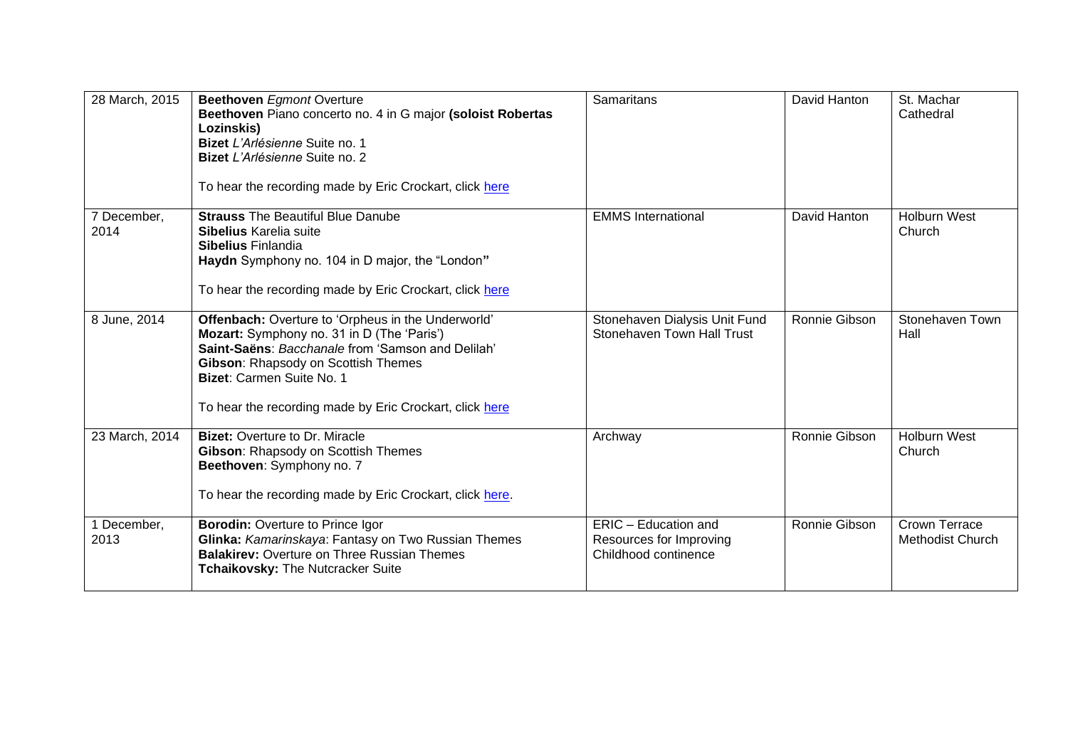| | | | | |
|---|---|---|---|---|
| 28 March, 2015 | **Beethoven** *Egmont* Overture<br>**Beethoven** Piano concerto no. 4 in G major **(soloist Robertas Lozinskis)**<br>**Bizet** *L'Arlésienne* Suite no. 1<br>**Bizet** *L'Arlésienne* Suite no. 2<br><br>To hear the recording made by Eric Crockart, click here | Samaritans | David Hanton | St. Machar Cathedral |
| 7 December, 2014 | **Strauss** The Beautiful Blue Danube<br>**Sibelius** Karelia suite<br>**Sibelius** Finlandia<br>**Haydn** Symphony no. 104 in D major, the "London"<br><br>To hear the recording made by Eric Crockart, click here | EMMS International | David Hanton | Holburn West Church |
| 8 June, 2014 | **Offenbach:** Overture to 'Orpheus in the Underworld'<br>**Mozart:** Symphony no. 31 in D (The 'Paris')<br>**Saint-Saëns**: *Bacchanale* from 'Samson and Delilah'<br>**Gibson**: Rhapsody on Scottish Themes<br>**Bizet**: Carmen Suite No. 1<br><br>To hear the recording made by Eric Crockart, click here | Stonehaven Dialysis Unit Fund<br>Stonehaven Town Hall Trust | Ronnie Gibson | Stonehaven Town Hall |
| 23 March, 2014 | **Bizet:** Overture to Dr. Miracle<br>**Gibson**: Rhapsody on Scottish Themes<br>**Beethoven**: Symphony no. 7<br><br>To hear the recording made by Eric Crockart, click here. | Archway | Ronnie Gibson | Holburn West Church |
| 1 December, 2013 | **Borodin:** Overture to Prince Igor<br>**Glinka:** *Kamarinskaya*: Fantasy on Two Russian Themes<br>**Balakirev:** Overture on Three Russian Themes<br>**Tchaikovsky:** The Nutcracker Suite | ERIC – Education and Resources for Improving Childhood continence | Ronnie Gibson | Crown Terrace Methodist Church |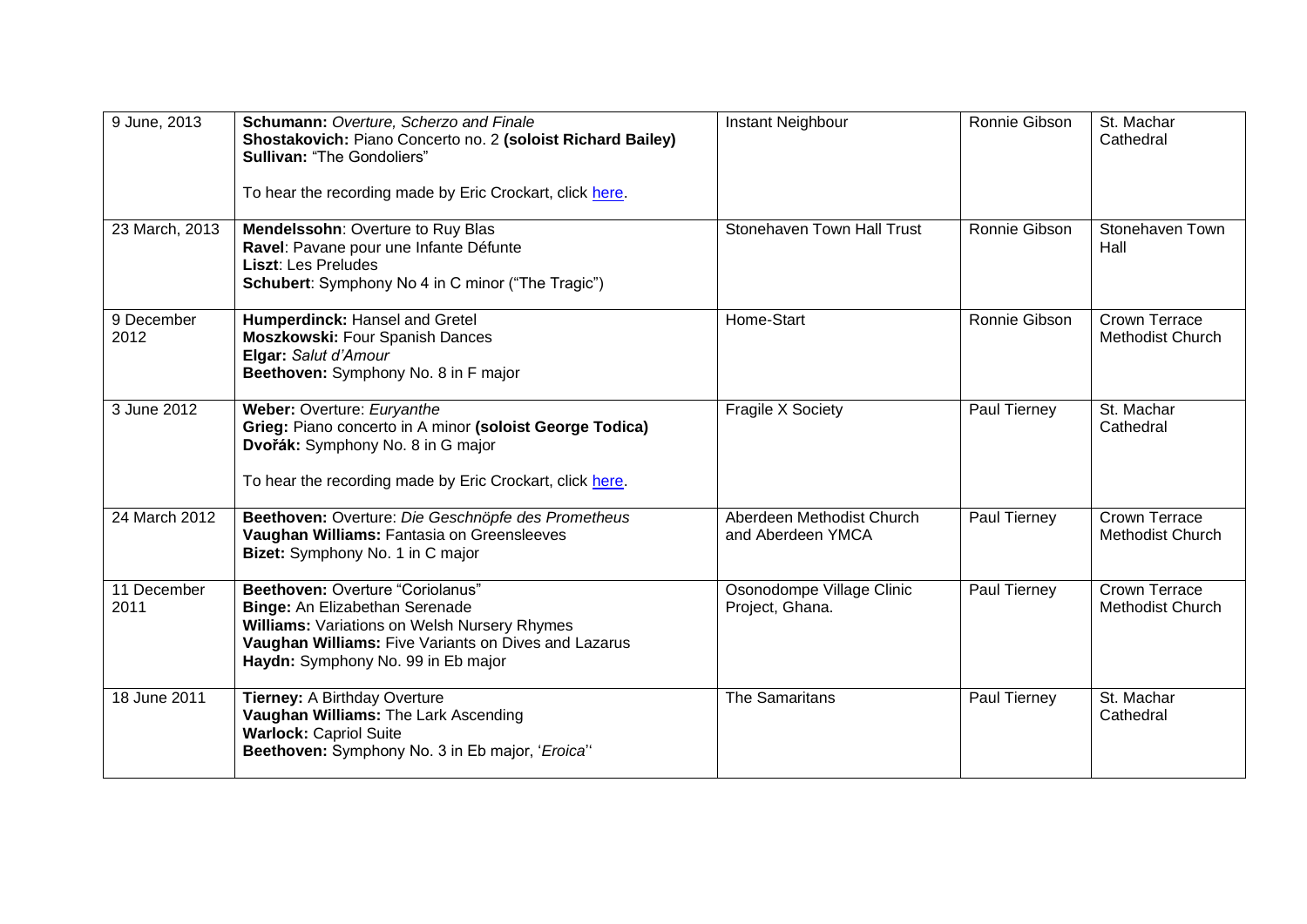| 9 June, 2013 | **Schumann:** *Overture, Scherzo and Finale*<br>**Shostakovich:** Piano Concerto no. 2 **(soloist Richard Bailey)**<br>**Sullivan:** "The Gondoliers"<br><br>To hear the recording made by Eric Crockart, click here. | Instant Neighbour | Ronnie Gibson | St. Machar Cathedral |
|---|---|---|---|---|
| 23 March, 2013 | **Mendelssohn**: Overture to Ruy Blas<br>**Ravel**: Pavane pour une Infante Défunte<br>**Liszt**: Les Preludes<br>**Schubert**: Symphony No 4 in C minor ("The Tragic") | Stonehaven Town Hall Trust | Ronnie Gibson | Stonehaven Town Hall |
| 9 December 2012 | **Humperdinck:** Hansel and Gretel<br>**Moszkowski:** Four Spanish Dances<br>**Elgar:** *Salut d'Amour*<br>**Beethoven:** Symphony No. 8 in F major | Home-Start | Ronnie Gibson | Crown Terrace Methodist Church |
| 3 June 2012 | **Weber:** Overture: *Euryanthe*<br>**Grieg:** Piano concerto in A minor **(soloist George Todica)**<br>**Dvořák:** Symphony No. 8 in G major<br><br>To hear the recording made by Eric Crockart, click here. | Fragile X Society | Paul Tierney | St. Machar Cathedral |
| 24 March 2012 | **Beethoven:** Overture: *Die Geschnöpfe des Prometheus*<br>**Vaughan Williams:** Fantasia on Greensleeves<br>**Bizet:** Symphony No. 1 in C major | Aberdeen Methodist Church and Aberdeen YMCA | Paul Tierney | Crown Terrace Methodist Church |
| 11 December 2011 | **Beethoven:** Overture "Coriolanus"<br>**Binge:** An Elizabethan Serenade<br>**Williams:** Variations on Welsh Nursery Rhymes<br>**Vaughan Williams:** Five Variants on Dives and Lazarus<br>**Haydn:** Symphony No. 99 in Eb major | Osonodompe Village Clinic Project, Ghana. | Paul Tierney | Crown Terrace Methodist Church |
| 18 June 2011 | **Tierney:** A Birthday Overture<br>**Vaughan Williams:** The Lark Ascending<br>**Warlock:** Capriol Suite<br>**Beethoven:** Symphony No. 3 in Eb major, '*Eroica*'' | The Samaritans | Paul Tierney | St. Machar Cathedral |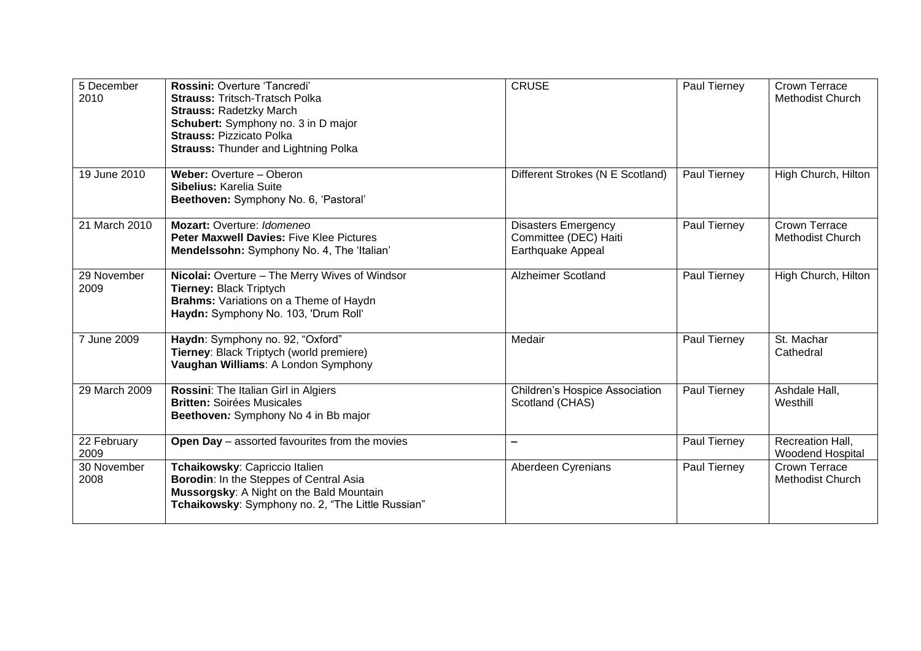| | | | | |
|---|---|---|---|---|
| 5 December 2010 | **Rossini:** Overture 'Tancredi'<br>**Strauss:** Tritsch-Tratsch Polka<br>**Strauss:** Radetzky March<br>**Schubert:** Symphony no. 3 in D major<br>**Strauss:** Pizzicato Polka<br>**Strauss:** Thunder and Lightning Polka | CRUSE | Paul Tierney | Crown Terrace Methodist Church |
| 19 June 2010 | **Weber:** Overture – Oberon<br>**Sibelius:** Karelia Suite<br>**Beethoven:** Symphony No. 6, 'Pastoral' | Different Strokes (N E Scotland) | Paul Tierney | High Church, Hilton |
| 21 March 2010 | **Mozart:** Overture: *Idomeneo*<br>**Peter Maxwell Davies:** Five Klee Pictures<br>**Mendelssohn:** Symphony No. 4, The 'Italian' | Disasters Emergency Committee (DEC) Haiti Earthquake Appeal | Paul Tierney | Crown Terrace Methodist Church |
| 29 November 2009 | **Nicolai:** Overture – The Merry Wives of Windsor<br>**Tierney:** Black Triptych<br>**Brahms:** Variations on a Theme of Haydn<br>**Haydn:** Symphony No. 103, 'Drum Roll' | Alzheimer Scotland | Paul Tierney | High Church, Hilton |
| 7 June 2009 | **Haydn**: Symphony no. 92, "Oxford"<br>**Tierney**: Black Triptych (world premiere)<br>**Vaughan Williams**: A London Symphony | Medair | Paul Tierney | St. Machar Cathedral |
| 29 March 2009 | **Rossini**: The Italian Girl in Algiers<br>**Britten:** Soirées Musicales<br>**Beethoven***:* Symphony No 4 in Bb major | Children's Hospice Association Scotland (CHAS) | Paul Tierney | Ashdale Hall, Westhill |
| 22 February 2009 | **Open Day** – assorted favourites from the movies | **–** | Paul Tierney | Recreation Hall, Woodend Hospital |
| 30 November 2008 | **Tchaikowsky**: Capriccio Italien<br>**Borodin**: In the Steppes of Central Asia<br>**Mussorgsky**: A Night on the Bald Mountain<br>**Tchaikowsky**: Symphony no. 2, "The Little Russian" | Aberdeen Cyrenians | Paul Tierney | Crown Terrace Methodist Church |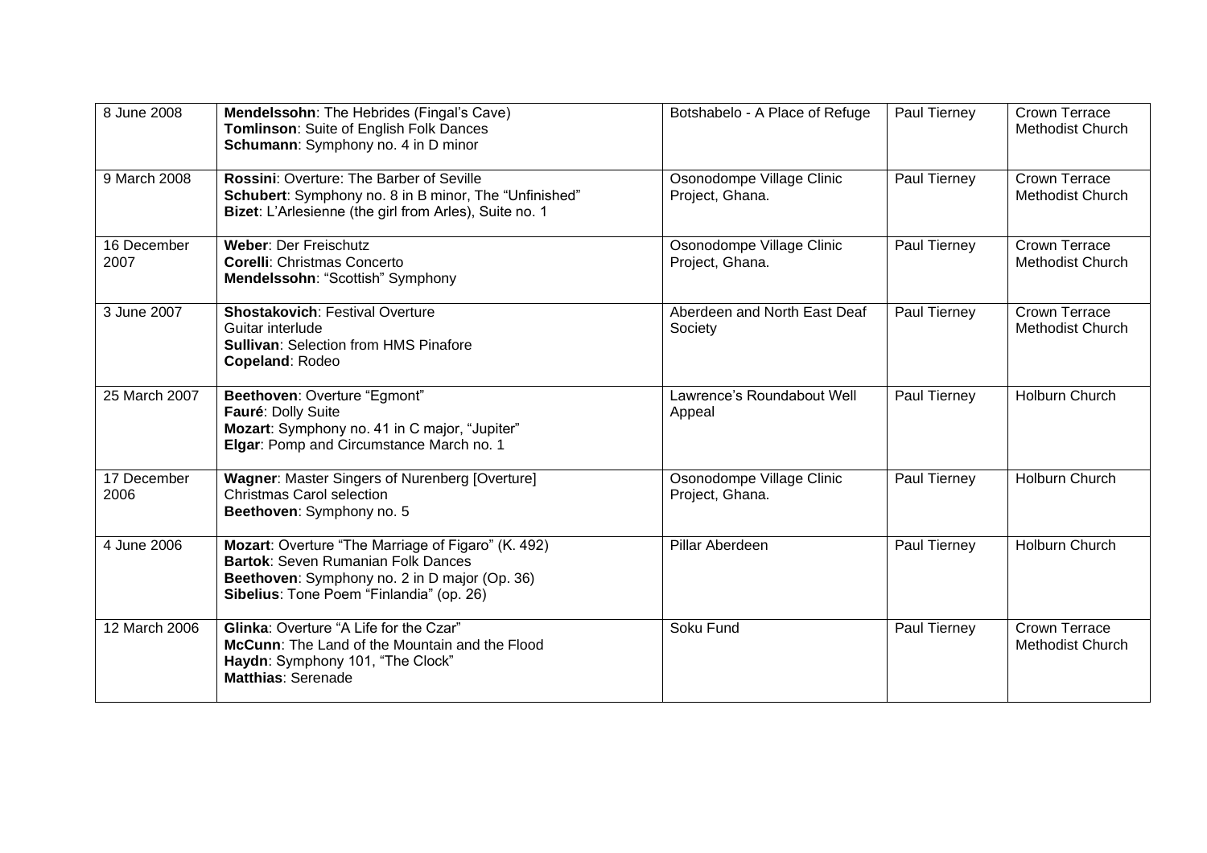| 8 June 2008 | **Mendelssohn**: The Hebrides (Fingal's Cave)<br>**Tomlinson**: Suite of English Folk Dances<br>**Schumann**: Symphony no. 4 in D minor | Botshabelo - A Place of Refuge | Paul Tierney | Crown Terrace Methodist Church |
|---|---|---|---|---|
| 9 March 2008 | **Rossini**: Overture: The Barber of Seville<br>**Schubert**: Symphony no. 8 in B minor, The "Unfinished"<br>**Bizet**: L'Arlesienne (the girl from Arles), Suite no. 1 | Osonodompe Village Clinic Project, Ghana. | Paul Tierney | Crown Terrace Methodist Church |
| 16 December 2007 | **Weber**: Der Freischutz<br>**Corelli**: Christmas Concerto<br>**Mendelssohn**: "Scottish" Symphony | Osonodompe Village Clinic Project, Ghana. | Paul Tierney | Crown Terrace Methodist Church |
| 3 June 2007 | **Shostakovich**: Festival Overture<br>Guitar interlude<br>**Sullivan**: Selection from HMS Pinafore<br>**Copeland**: Rodeo | Aberdeen and North East Deaf Society | Paul Tierney | Crown Terrace Methodist Church |
| 25 March 2007 | **Beethoven**: Overture "Egmont"<br>**Fauré**: Dolly Suite<br>**Mozart**: Symphony no. 41 in C major, "Jupiter"<br>**Elgar**: Pomp and Circumstance March no. 1 | Lawrence's Roundabout Well Appeal | Paul Tierney | Holburn Church |
| 17 December 2006 | **Wagner**: Master Singers of Nurenberg [Overture]<br>Christmas Carol selection<br>**Beethoven**: Symphony no. 5 | Osonodompe Village Clinic Project, Ghana. | Paul Tierney | Holburn Church |
| 4 June 2006 | **Mozart**: Overture "The Marriage of Figaro" (K. 492)<br>**Bartok**: Seven Rumanian Folk Dances<br>**Beethoven**: Symphony no. 2 in D major (Op. 36)<br>**Sibelius**: Tone Poem "Finlandia" (op. 26) | Pillar Aberdeen | Paul Tierney | Holburn Church |
| 12 March 2006 | **Glinka**: Overture "A Life for the Czar"<br>**McCunn**: The Land of the Mountain and the Flood<br>**Haydn**: Symphony 101, "The Clock"<br>**Matthias**: Serenade | Soku Fund | Paul Tierney | Crown Terrace Methodist Church |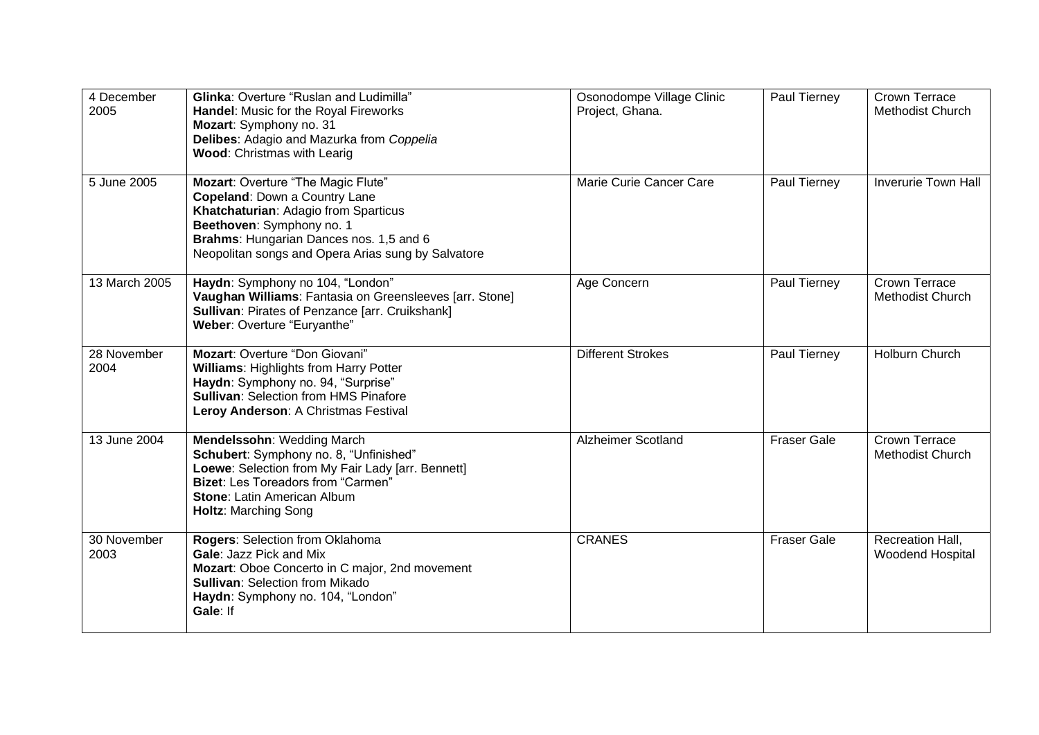| | | | | |
|---|---|---|---|---|
| 4 December 2005 | **Glinka**: Overture "Ruslan and Ludimilla"<br>**Handel**: Music for the Royal Fireworks<br>**Mozart**: Symphony no. 31<br>**Delibes**: Adagio and Mazurka from *Coppelia*<br>**Wood**: Christmas with Learig | Osonodompe Village Clinic Project, Ghana. | Paul Tierney | Crown Terrace Methodist Church |
| 5 June 2005 | **Mozart**: Overture "The Magic Flute"<br>**Copeland**: Down a Country Lane<br>**Khatchaturian**: Adagio from Sparticus<br>**Beethoven**: Symphony no. 1<br>**Brahms**: Hungarian Dances nos. 1,5 and 6<br>Neopolitan songs and Opera Arias sung by Salvatore | Marie Curie Cancer Care | Paul Tierney | Inverurie Town Hall |
| 13 March 2005 | **Haydn**: Symphony no 104, "London"<br>**Vaughan Williams**: Fantasia on Greensleeves [arr. Stone]<br>**Sullivan**: Pirates of Penzance [arr. Cruikshank]<br>**Weber**: Overture "Euryanthe" | Age Concern | Paul Tierney | Crown Terrace Methodist Church |
| 28 November 2004 | **Mozart**: Overture "Don Giovani"<br>**Williams**: Highlights from Harry Potter<br>**Haydn**: Symphony no. 94, "Surprise"<br>**Sullivan**: Selection from HMS Pinafore<br>**Leroy Anderson**: A Christmas Festival | Different Strokes | Paul Tierney | Holburn Church |
| 13 June 2004 | **Mendelssohn**: Wedding March<br>**Schubert**: Symphony no. 8, "Unfinished"<br>**Loewe**: Selection from My Fair Lady [arr. Bennett]<br>**Bizet**: Les Toreadors from "Carmen"<br>**Stone**: Latin American Album<br>**Holtz**: Marching Song | Alzheimer Scotland | Fraser Gale | Crown Terrace Methodist Church |
| 30 November 2003 | **Rogers**: Selection from Oklahoma<br>**Gale**: Jazz Pick and Mix<br>**Mozart**: Oboe Concerto in C major, 2nd movement<br>**Sullivan**: Selection from Mikado<br>**Haydn**: Symphony no. 104, "London"<br>**Gale**: If | CRANES | Fraser Gale | Recreation Hall, Woodend Hospital |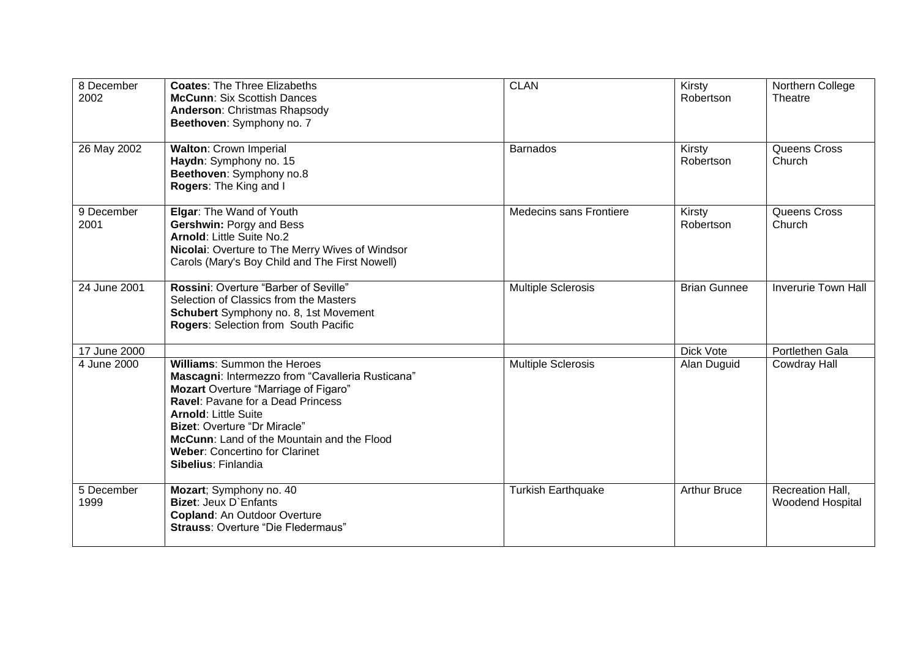| | | | | |
|---|---|---|---|---|
| 8 December 2002 | **Coates**: The Three Elizabeths<br>**McCunn**: Six Scottish Dances<br>**Anderson**: Christmas Rhapsody<br>**Beethoven**: Symphony no. 7 | CLAN | Kirsty Robertson | Northern College Theatre |
| 26 May 2002 | **Walton**: Crown Imperial<br>**Haydn**: Symphony no. 15<br>**Beethoven**: Symphony no.8<br>**Rogers**: The King and I | Barnados | Kirsty Robertson | Queens Cross Church |
| 9 December 2001 | **Elgar**: The Wand of Youth<br>**Gershwin:** Porgy and Bess<br>**Arnold**: Little Suite No.2<br>**Nicolai**: Overture to The Merry Wives of Windsor<br>Carols (Mary's Boy Child and The First Nowell) | Medecins sans Frontiere | Kirsty Robertson | Queens Cross Church |
| 24 June 2001 | **Rossini**: Overture "Barber of Seville"<br>Selection of Classics from the Masters<br>**Schubert** Symphony no. 8, 1st Movement<br>**Rogers**: Selection from South Pacific | Multiple Sclerosis | Brian Gunnee | Inverurie Town Hall |
| 17 June 2000 | | | Dick Vote | Portlethen Gala |
| 4 June 2000 | **Williams**: Summon the Heroes<br>**Mascagni**: Intermezzo from "Cavalleria Rusticana"<br>**Mozart** Overture "Marriage of Figaro"<br>**Ravel**: Pavane for a Dead Princess<br>**Arnold**: Little Suite<br>**Bizet**: Overture "Dr Miracle"<br>**McCunn**: Land of the Mountain and the Flood<br>**Weber**: Concertino for Clarinet<br>**Sibelius**: Finlandia | Multiple Sclerosis | Alan Duguid | Cowdray Hall |
| 5 December 1999 | **Mozart**; Symphony no. 40<br>**Bizet**: Jeux D`Enfants<br>**Copland**: An Outdoor Overture<br>**Strauss**: Overture "Die Fledermaus" | Turkish Earthquake | Arthur Bruce | Recreation Hall, Woodend Hospital |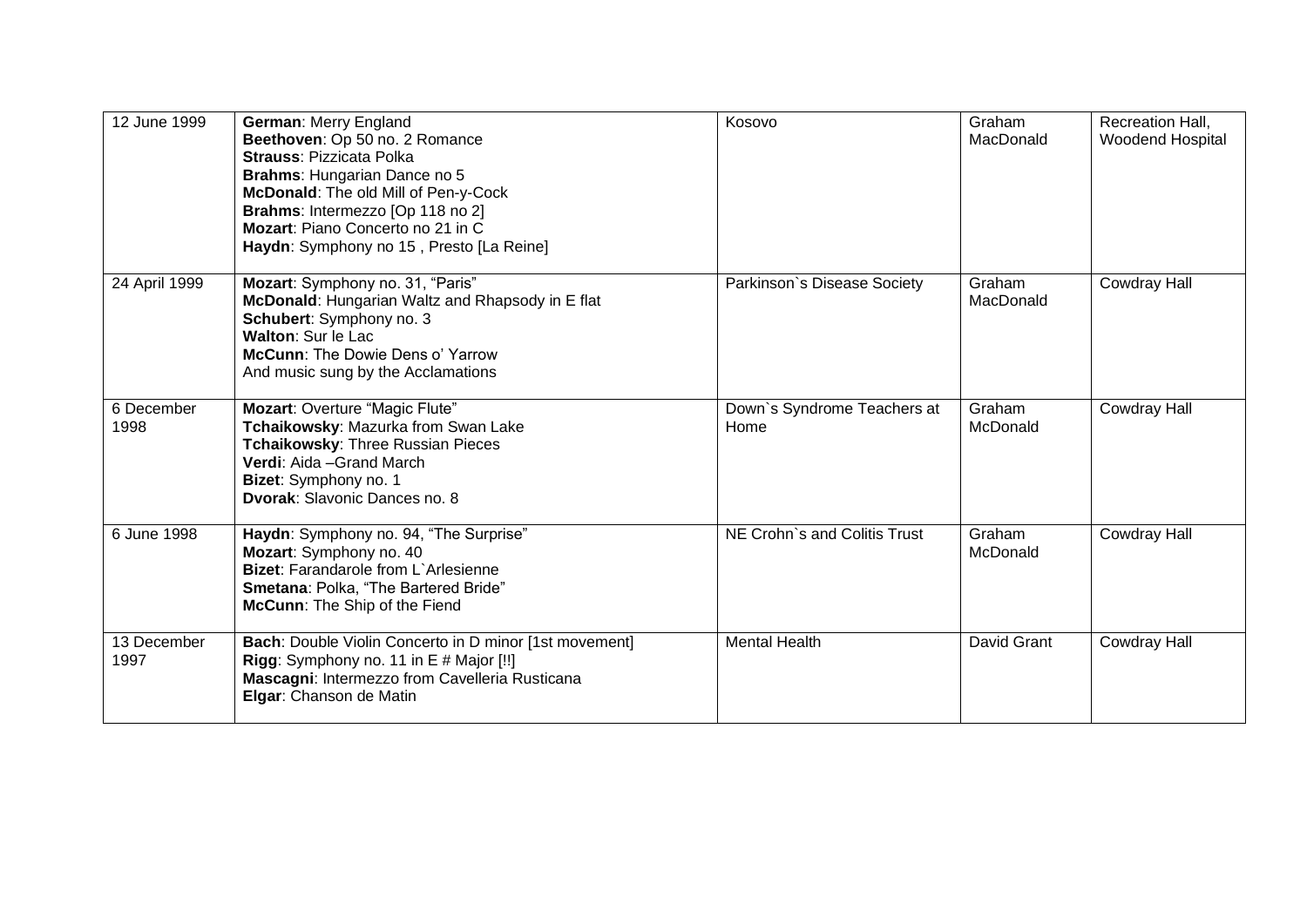| 12 June 1999 | **German**: Merry England<br>**Beethoven**: Op 50 no. 2 Romance<br>**Strauss**: Pizzicata Polka<br>**Brahms**: Hungarian Dance no 5<br>**McDonald**: The old Mill of Pen-y-Cock<br>**Brahms**: Intermezzo [Op 118 no 2]<br>**Mozart**: Piano Concerto no 21 in C<br>**Haydn**: Symphony no 15 , Presto [La Reine] | Kosovo | Graham MacDonald | Recreation Hall, Woodend Hospital |
|---|---|---|---|---|
| 24 April 1999 | **Mozart**: Symphony no. 31, "Paris"<br>**McDonald**: Hungarian Waltz and Rhapsody in E flat<br>**Schubert**: Symphony no. 3<br>**Walton**: Sur le Lac<br>**McCunn**: The Dowie Dens o' Yarrow<br>And music sung by the Acclamations | Parkinson`s Disease Society | Graham MacDonald | Cowdray Hall |
| 6 December 1998 | **Mozart**: Overture "Magic Flute"<br>**Tchaikowsky**: Mazurka from Swan Lake<br>**Tchaikowsky**: Three Russian Pieces<br>**Verdi**: Aida –Grand March<br>**Bizet**: Symphony no. 1<br>**Dvorak**: Slavonic Dances no. 8 | Down`s Syndrome Teachers at Home | Graham McDonald | Cowdray Hall |
| 6 June 1998 | **Haydn**: Symphony no. 94, "The Surprise"<br>**Mozart**: Symphony no. 40<br>**Bizet**: Farandarole from L`Arlesienne<br>**Smetana**: Polka, "The Bartered Bride"<br>**McCunn**: The Ship of the Fiend | NE Crohn`s and Colitis Trust | Graham McDonald | Cowdray Hall |
| 13 December 1997 | **Bach**: Double Violin Concerto in D minor [1st movement]<br>**Rigg**: Symphony no. 11 in E # Major [!!]<br>**Mascagni**: Intermezzo from Cavelleria Rusticana<br>**Elgar**: Chanson de Matin | Mental Health | David Grant | Cowdray Hall |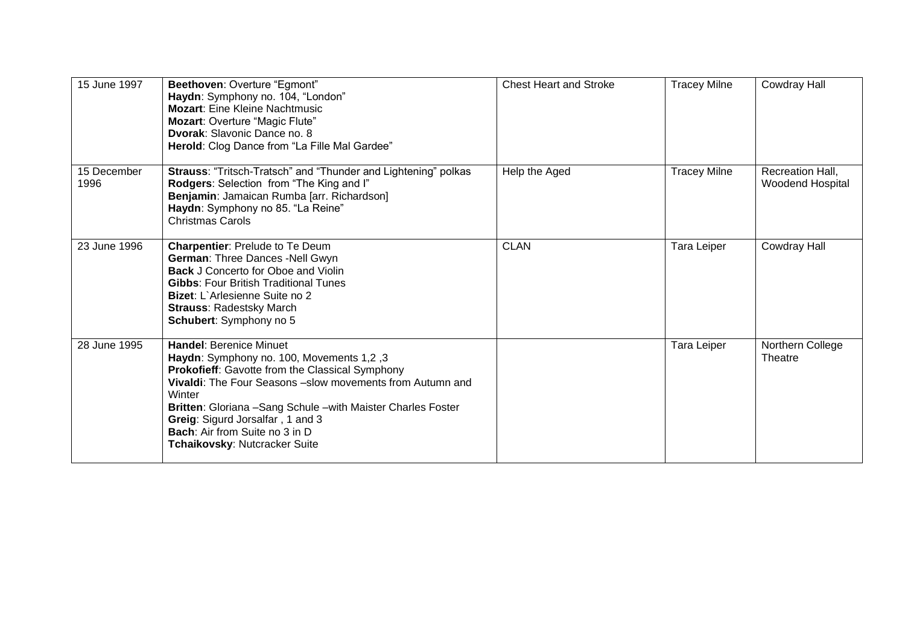| 15 June 1997 | **Beethoven**: Overture "Egmont"<br>**Haydn**: Symphony no. 104, "London"<br>**Mozart**: Eine Kleine Nachtmusic<br>**Mozart**: Overture "Magic Flute"<br>**Dvorak**: Slavonic Dance no. 8<br>**Herold**: Clog Dance from "La Fille Mal Gardee" | Chest Heart and Stroke | Tracey Milne | Cowdray Hall |
|---|---|---|---|---|
| 15 December 1996 | **Strauss**: "Tritsch-Tratsch" and "Thunder and Lightening" polkas<br>**Rodgers**: Selection from "The King and I"<br>**Benjamin**: Jamaican Rumba [arr. Richardson]<br>**Haydn**: Symphony no 85. "La Reine"<br>Christmas Carols | Help the Aged | Tracey Milne | Recreation Hall, Woodend Hospital |
| 23 June 1996 | **Charpentier**: Prelude to Te Deum<br>**German**: Three Dances -Nell Gwyn<br>**Back** J Concerto for Oboe and Violin<br>**Gibbs**: Four British Traditional Tunes<br>**Bizet**: L`Arlesienne Suite no 2<br>**Strauss**: Radestsky March<br>**Schubert**: Symphony no 5 | CLAN | Tara Leiper | Cowdray Hall |
| 28 June 1995 | **Handel**: Berenice Minuet<br>**Haydn**: Symphony no. 100, Movements 1,2 ,3<br>**Prokofieff**: Gavotte from the Classical Symphony<br>**Vivaldi**: The Four Seasons –slow movements from Autumn and Winter<br>**Britten**: Gloriana –Sang Schule –with Maister Charles Foster<br>**Greig**: Sigurd Jorsalfar , 1 and 3<br>**Bach**: Air from Suite no 3 in D<br>**Tchaikovsky**: Nutcracker Suite | | Tara Leiper | Northern College Theatre |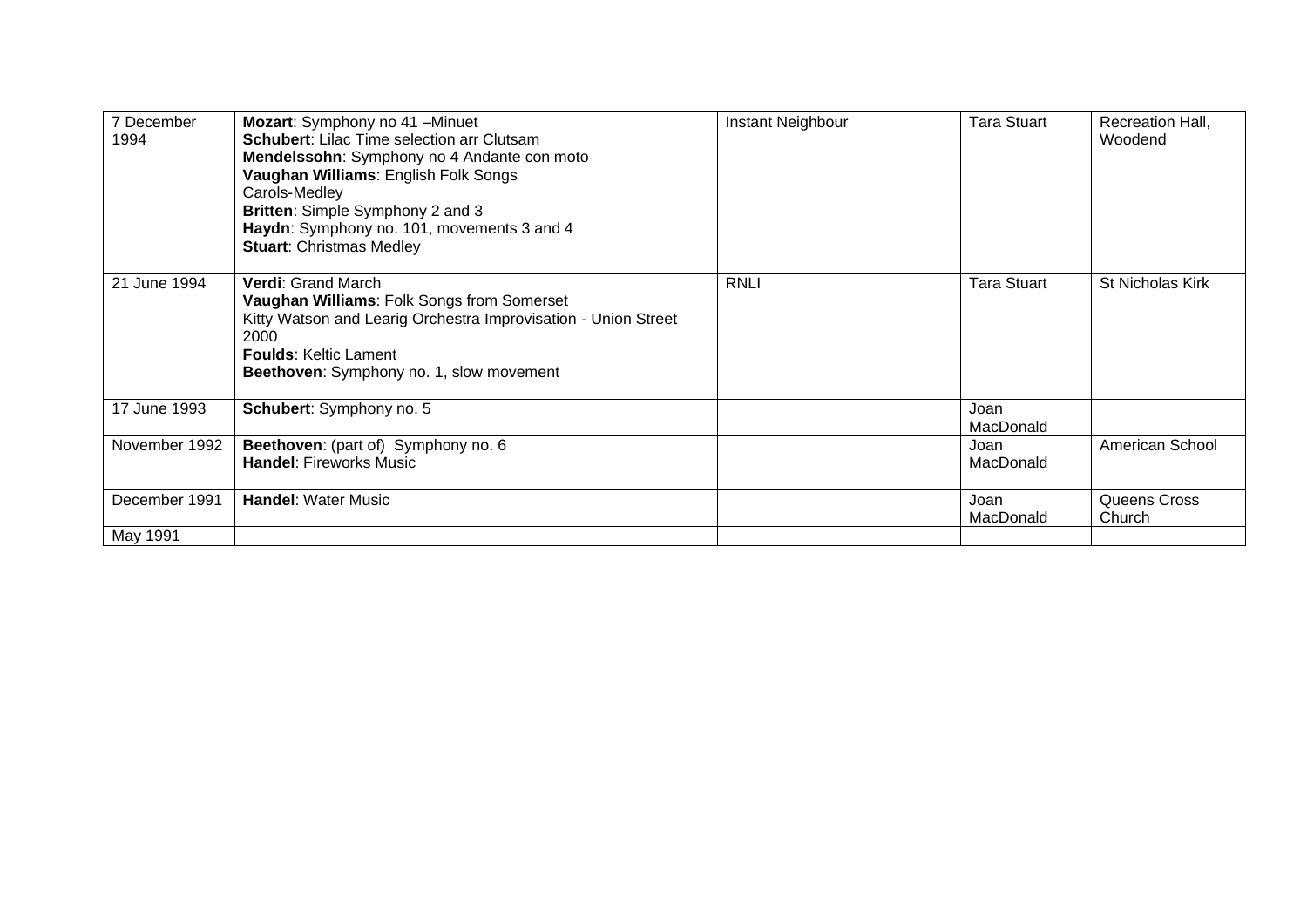| | | | | |
|---|---|---|---|---|
| 7 December 1994 | **Mozart**: Symphony no 41 –Minuet<br>**Schubert**: Lilac Time selection arr Clutsam<br>**Mendelssohn**: Symphony no 4 Andante con moto<br>**Vaughan Williams**: English Folk Songs<br>Carols-Medley<br>**Britten**: Simple Symphony 2 and 3<br>**Haydn**: Symphony no. 101, movements 3 and 4<br>**Stuart**: Christmas Medley | Instant Neighbour | Tara Stuart | Recreation Hall, Woodend |
| 21 June 1994 | **Verdi**: Grand March<br>**Vaughan Williams**: Folk Songs from Somerset<br>Kitty Watson and Learig Orchestra Improvisation - Union Street 2000<br>**Foulds**: Keltic Lament<br>**Beethoven**: Symphony no. 1, slow movement | RNLI | Tara Stuart | St Nicholas Kirk |
| 17 June 1993 | **Schubert**: Symphony no. 5 | | Joan MacDonald | |
| November 1992 | **Beethoven**: (part of) Symphony no. 6<br>**Handel**: Fireworks Music | | Joan MacDonald | American School |
| December 1991 | **Handel**: Water Music | | Joan MacDonald | Queens Cross Church |
| May 1991 | | | | |